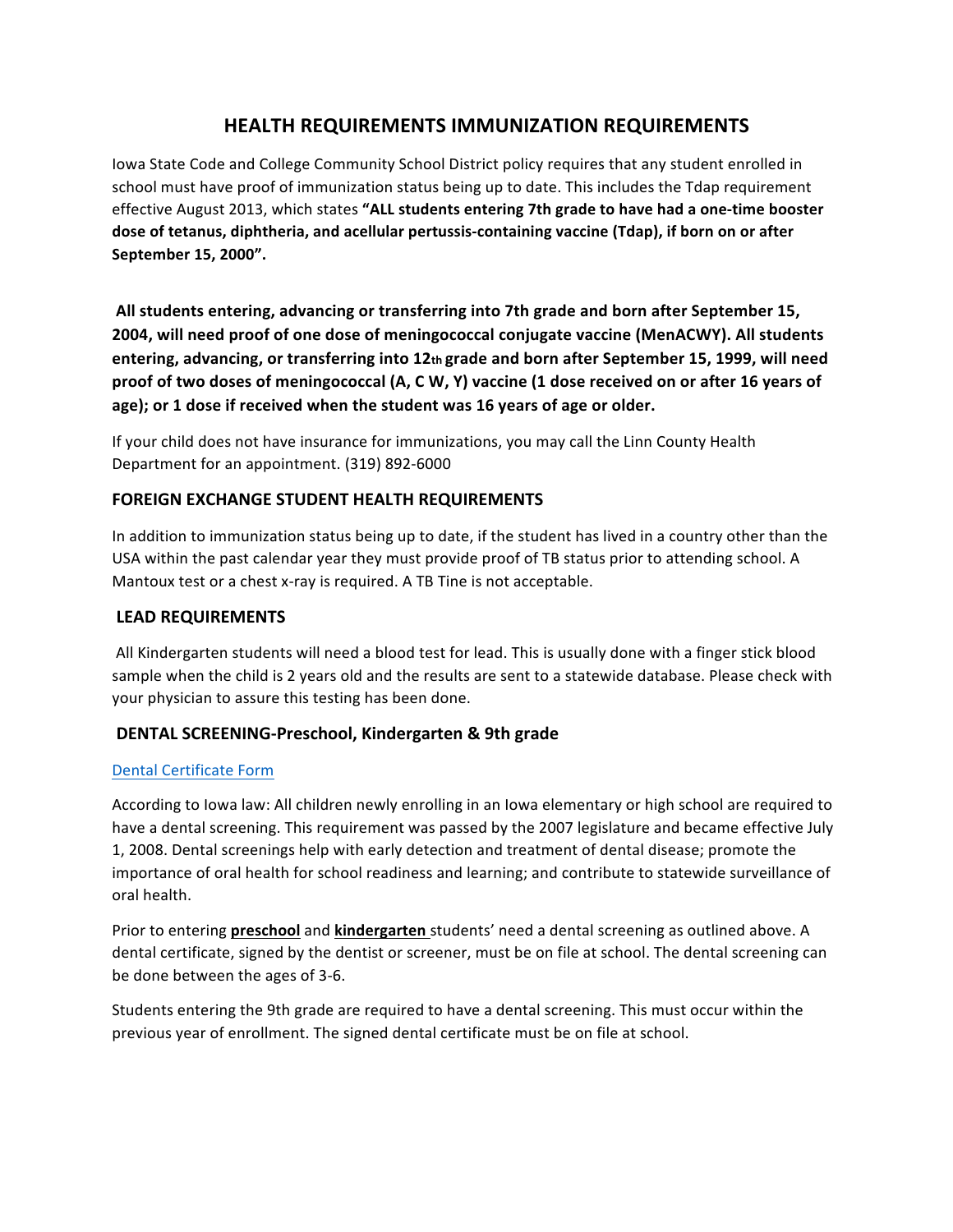# HEALTH REQUIREMENTS IMMUNIZATION REQUIREMENTS

Iowa State Code and College Community School District policy requires that any student enrolled in school must have proof of immunization status being up to date. This includes the Tdap requirement effective August 2013, which states **"ALL students entering 7th grade to have had a one-time booster dose of tetanus, diphtheria, and acellular pertussis-containing vaccine (Tdap), if born on or after September 15, 2000".**

**All students entering, advancing or transferring into 7th grade and born after September 15, 2004, will need proof of one dose of meningococcal conjugate vaccine (MenACWY). All students entering, advancing, or transferring into 12th grade and born after September 15, 1999, will need proof of two doses of meningococcal (A, C W, Y) vaccine (1 dose received on or after 16 years of age); or 1 dose if received when the student was 16 years of age or older.**

If your child does not have insurance for immunizations, you may call the Linn County Health Department for an appointment. (319) 892-6000

## FOREIGN EXCHANGE STUDENT HEALTH REQUIREMENTS

In addition to immunization status being up to date, if the student has lived in a country other than the USA within the past calendar year they must provide proof of TB status prior to attending school. A Mantoux test or a chest x-ray is required. A TB Tine is not acceptable.

## LEAD REQUIREMENTS

All Kindergarten students will need a blood test for lead. This is usually done with a finger stick blood sample when the child is 2 years old and the results are sent to a statewide database. Please check with your physician to assure this testing has been done.

## DENTAL SCREENING-Preschool, Kindergarten & 9th grade

Dental Certificate Form

According to Iowa law: All children newly enrolling in an Iowa elementary or high school are required to have a dental screening. This requirement was passed by the 2007 legislature and became effective July 1, 2008. Dental screenings help with early detection and treatment of dental disease; promote the importance of oral health for school readiness and learning; and contribute to statewide surveillance of oral health.

Prior to entering **preschool** and **kindergarten** students' need a dental screening as outlined above. A dental certificate, signed by the dentist or screener, must be on file at school. The dental screening can be done between the ages of 3-6.

Students entering the 9th grade are required to have a dental screening. This must occur within the previous year of enrollment. The signed dental certificate must be on file at school.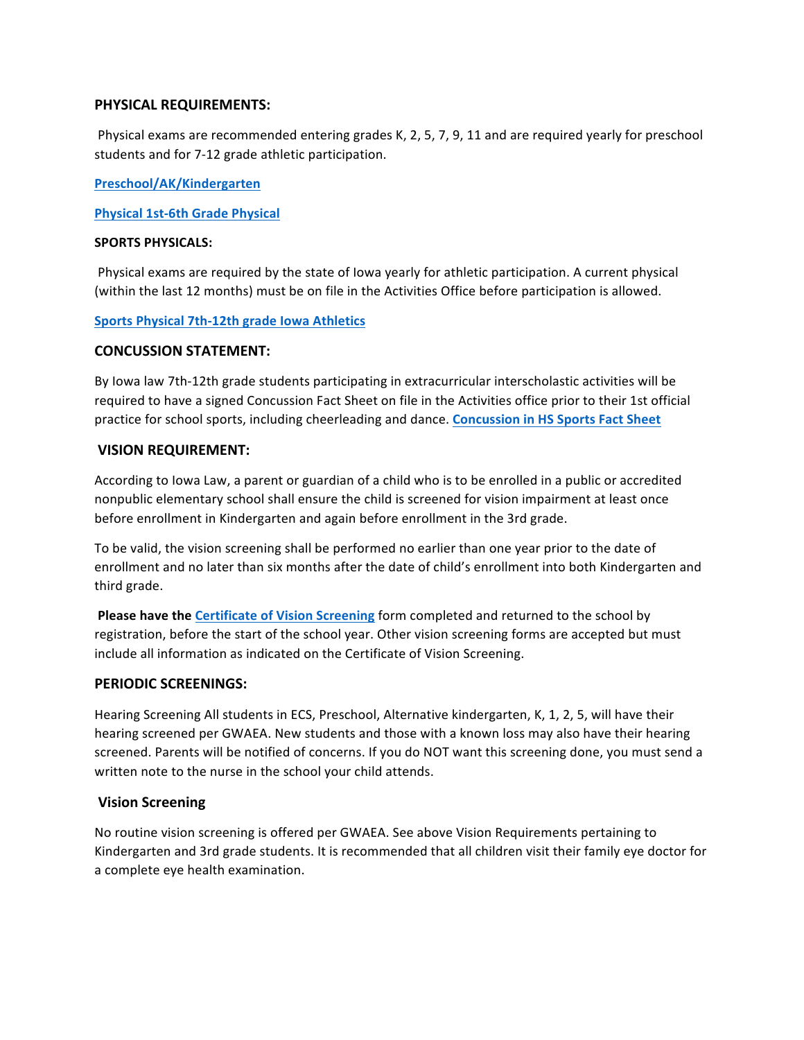## PHYSICAL REQUIREMENTS:

Physical exams are recommended entering grades K, 2, 5, 7, 9, 11 and are required yearly for preschool students and for 7-12 grade athletic participation.

**Preschool/AK/Kindergarten**

**Physical 1st-6th Grade Physical**

### SPORTS PHYSICALS:

Physical exams are required by the state of Iowa yearly for athletic participation. A current physical (within the last 12 months) must be on file in the Activities Office before participation is allowed.

**Sports Physical 7th-12th grade Iowa Athletics**

## CONCUSSION STATEMENT:

By Iowa law 7th-12th grade students participating in extracurricular interscholastic activities will be required to have a signed Concussion Fact Sheet on file in the Activities office prior to their 1st official practice for school sports, including cheerleading and dance. **Concussion in HS Sports Fact Sheet**

## VISION REQUIREMENT:

According to Iowa Law, a parent or guardian of a child who is to be enrolled in a public or accredited nonpublic elementary school shall ensure the child is screened for vision impairment at least once before enrollment in Kindergarten and again before enrollment in the 3rd grade.

To be valid, the vision screening shall be performed no earlier than one year prior to the date of enrollment and no later than six months after the date of child's enrollment into both Kindergarten and third grade.

**Please have the Certificate of Vision Screening** form completed and returned to the school by registration, before the start of the school year. Other vision screening forms are accepted but must include all information as indicated on the Certificate of Vision Screening.

## PERIODIC SCREENINGS:

Hearing Screening All students in ECS, Preschool, Alternative kindergarten, K, 1, 2, 5, will have their hearing screened per GWAEA. New students and those with a known loss may also have their hearing screened. Parents will be notified of concerns. If you do NOT want this screening done, you must send a written note to the nurse in the school your child attends.

## Vision Screening

No routine vision screening is offered per GWAEA. See above Vision Requirements pertaining to Kindergarten and 3rd grade students. It is recommended that all children visit their family eye doctor for a complete eye health examination.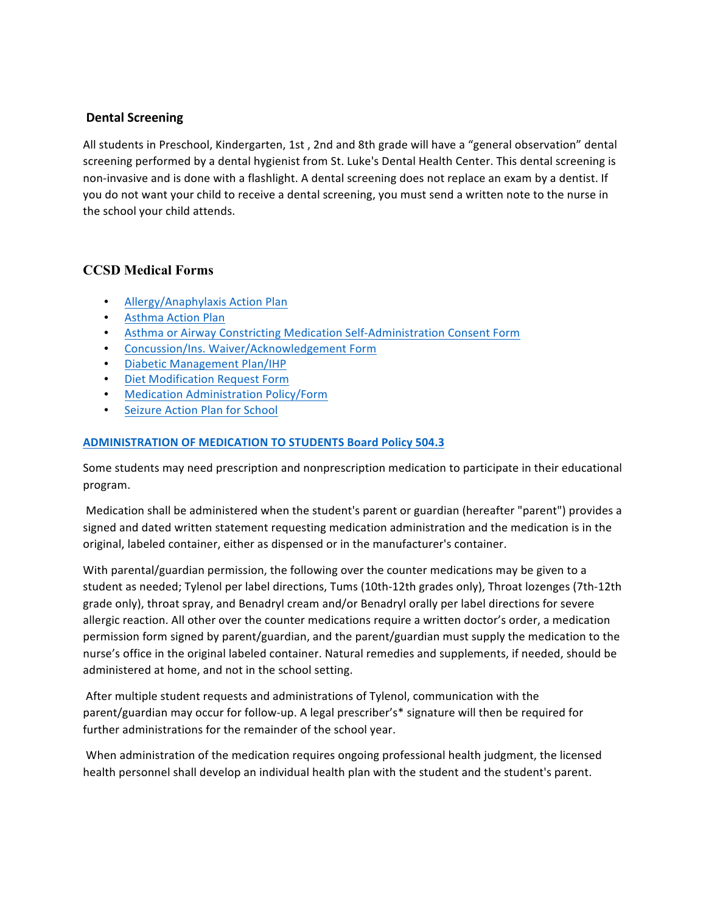## Dental Screening

All students in Preschool, Kindergarten, 1st , 2nd and 8th grade will have a "general observation" dental screening performed by a dental hygienist from St. Luke's Dental Health Center. This dental screening is non-invasive and is done with a flashlight. A dental screening does not replace an exam by a dentist. If you do not want your child to receive a dental screening, you must send a written note to the nurse in the school your child attends.

## CCSD Medical Forms

- Allergy/Anaphylaxis Action Plan
- Asthma Action Plan
- Asthma or Airway Constricting Medication Self-Administration Consent Form
- Concussion/Ins. Waiver/Acknowledgement Form
- Diabetic Management Plan/IHP
- Diet Modification Request Form
- Medication Administration Policy/Form
- Seizure Action Plan for School

**ADMINISTRATION OF MEDICATION TO STUDENTS Board Policy 504.3**

Some students may need prescription and nonprescription medication to participate in their educational program.

Medication shall be administered when the student's parent or guardian (hereafter "parent") provides a signed and dated written statement requesting medication administration and the medication is in the original, labeled container, either as dispensed or in the manufacturer's container.

With parental/guardian permission, the following over the counter medications may be given to a student as needed; Tylenol per label directions, Tums (10th-12th grades only), Throat lozenges (7th-12th grade only), throat spray, and Benadryl cream and/or Benadryl orally per label directions for severe allergic reaction. All other over the counter medications require a written doctor's order, a medication permission form signed by parent/guardian, and the parent/guardian must supply the medication to the nurse's office in the original labeled container. Natural remedies and supplements, if needed, should be administered at home, and not in the school setting.

After multiple student requests and administrations of Tylenol, communication with the parent/guardian may occur for follow-up. A legal prescriber's* signature will then be required for further administrations for the remainder of the school year.

When administration of the medication requires ongoing professional health judgment, the licensed health personnel shall develop an individual health plan with the student and the student's parent.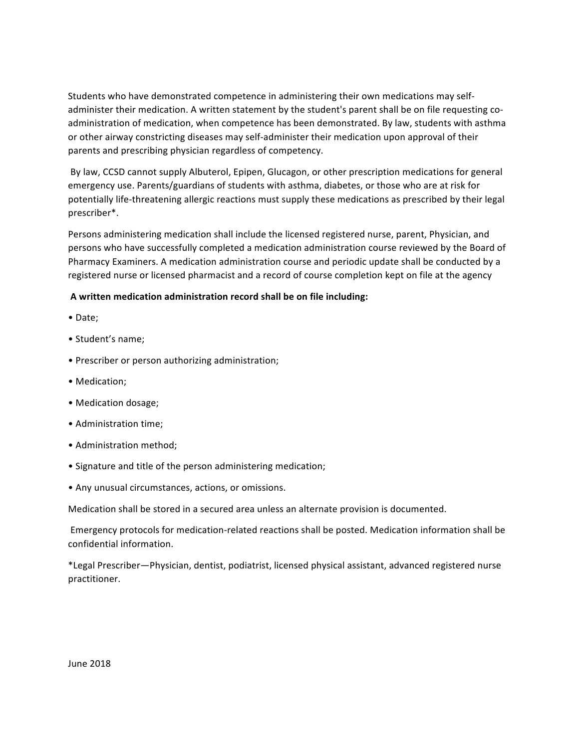Students who have demonstrated competence in administering their own medications may self-administer their medication. A written statement by the student's parent shall be on file requesting co-administration of medication, when competence has been demonstrated. By law, students with asthma or other airway constricting diseases may self-administer their medication upon approval of their parents and prescribing physician regardless of competency.

By law, CCSD cannot supply Albuterol, Epipen, Glucagon, or other prescription medications for general emergency use. Parents/guardians of students with asthma, diabetes, or those who are at risk for potentially life-threatening allergic reactions must supply these medications as prescribed by their legal prescriber*.

Persons administering medication shall include the licensed registered nurse, parent, Physician, and persons who have successfully completed a medication administration course reviewed by the Board of Pharmacy Examiners. A medication administration course and periodic update shall be conducted by a registered nurse or licensed pharmacist and a record of course completion kept on file at the agency

**A written medication administration record shall be on file including:**

- Date;
- Student's name;
- Prescriber or person authorizing administration;
- Medication;
- Medication dosage;
- Administration time;
- Administration method;
- Signature and title of the person administering medication;
- Any unusual circumstances, actions, or omissions.

Medication shall be stored in a secured area unless an alternate provision is documented.

Emergency protocols for medication-related reactions shall be posted. Medication information shall be confidential information.

*Legal Prescriber—Physician, dentist, podiatrist, licensed physical assistant, advanced registered nurse practitioner.

June 2018